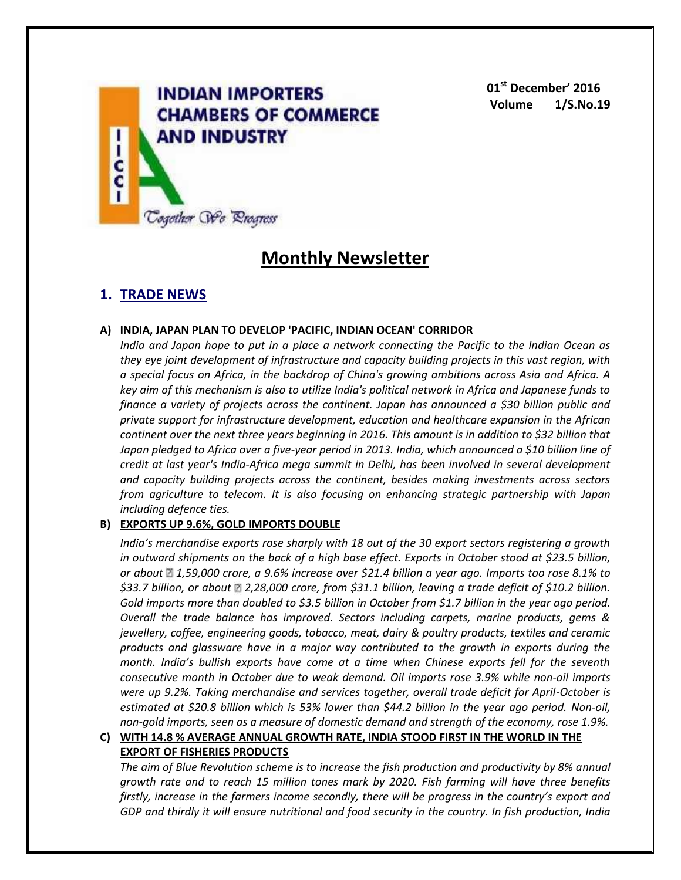**INDIAN IMPORTERS CHAMBERS OF COMMERCE AND INDUSTRY**

IICCI

*Together We Progress*

**01st December' 2016**
**Volume 1/S.No.19**

# Monthly Newsletter

## 1. TRADE NEWS

### A) INDIA, JAPAN PLAN TO DEVELOP 'PACIFIC, INDIAN OCEAN' CORRIDOR

*India and Japan hope to put in a place a network connecting the Pacific to the Indian Ocean as they eye joint development of infrastructure and capacity building projects in this vast region, with a special focus on Africa, in the backdrop of China's growing ambitions across Asia and Africa. A key aim of this mechanism is also to utilize India's political network in Africa and Japanese funds to finance a variety of projects across the continent. Japan has announced a $30 billion public and private support for infrastructure development, education and healthcare expansion in the African continent over the next three years beginning in 2016. This amount is in addition to $32 billion that Japan pledged to Africa over a five-year period in 2013. India, which announced a $10 billion line of credit at last year's India-Africa mega summit in Delhi, has been involved in several development and capacity building projects across the continent, besides making investments across sectors from agriculture to telecom. It is also focusing on enhancing strategic partnership with Japan including defence ties.*

### B) EXPORTS UP 9.6%, GOLD IMPORTS DOUBLE

*India's merchandise exports rose sharply with 18 out of the 30 export sectors registering a growth in outward shipments on the back of a high base effect. Exports in October stood at $23.5 billion, or about ₹ 1,59,000 crore, a 9.6% increase over $21.4 billion a year ago. Imports too rose 8.1% to $33.7 billion, or about ₹ 2,28,000 crore, from $31.1 billion, leaving a trade deficit of $10.2 billion. Gold imports more than doubled to $3.5 billion in October from $1.7 billion in the year ago period. Overall the trade balance has improved. Sectors including carpets, marine products, gems & jewellery, coffee, engineering goods, tobacco, meat, dairy & poultry products, textiles and ceramic products and glassware have in a major way contributed to the growth in exports during the month. India's bullish exports have come at a time when Chinese exports fell for the seventh consecutive month in October due to weak demand. Oil imports rose 3.9% while non-oil imports were up 9.2%. Taking merchandise and services together, overall trade deficit for April-October is estimated at $20.8 billion which is 53% lower than $44.2 billion in the year ago period. Non-oil, non-gold imports, seen as a measure of domestic demand and strength of the economy, rose 1.9%.*

### C) WITH 14.8 % AVERAGE ANNUAL GROWTH RATE, INDIA STOOD FIRST IN THE WORLD IN THE EXPORT OF FISHERIES PRODUCTS

*The aim of Blue Revolution scheme is to increase the fish production and productivity by 8% annual growth rate and to reach 15 million tones mark by 2020. Fish farming will have three benefits firstly, increase in the farmers income secondly, there will be progress in the country's export and GDP and thirdly it will ensure nutritional and food security in the country. In fish production, India*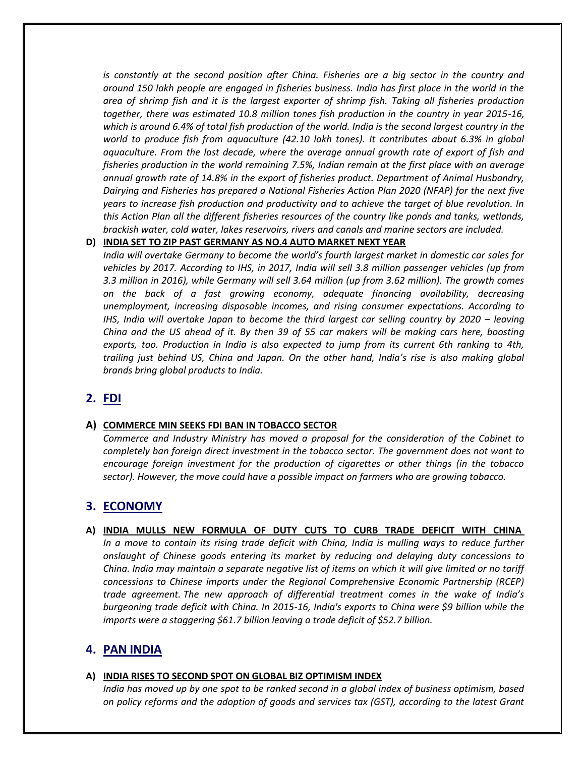*is constantly at the second position after China. Fisheries are a big sector in the country and around 150 lakh people are engaged in fisheries business. India has first place in the world in the area of shrimp fish and it is the largest exporter of shrimp fish. Taking all fisheries production together, there was estimated 10.8 million tones fish production in the country in year 2015-16, which is around 6.4% of total fish production of the world. India is the second largest country in the world to produce fish from aquaculture (42.10 lakh tones). It contributes about 6.3% in global aquaculture. From the last decade, where the average annual growth rate of export of fish and fisheries production in the world remaining 7.5%, Indian remain at the first place with an average annual growth rate of 14.8% in the export of fisheries product. Department of Animal Husbandry, Dairying and Fisheries has prepared a National Fisheries Action Plan 2020 (NFAP) for the next five years to increase fish production and productivity and to achieve the target of blue revolution. In this Action Plan all the different fisheries resources of the country like ponds and tanks, wetlands, brackish water, cold water, lakes reservoirs, rivers and canals and marine sectors are included.*

### D) INDIA SET TO ZIP PAST GERMANY AS NO.4 AUTO MARKET NEXT YEAR

*India will overtake Germany to become the world's fourth largest market in domestic car sales for vehicles by 2017. According to IHS, in 2017, India will sell 3.8 million passenger vehicles (up from 3.3 million in 2016), while Germany will sell 3.64 million (up from 3.62 million). The growth comes on the back of a fast growing economy, adequate financing availability, decreasing unemployment, increasing disposable incomes, and rising consumer expectations. According to IHS, India will overtake Japan to become the third largest car selling country by 2020 – leaving China and the US ahead of it. By then 39 of 55 car makers will be making cars here, boosting exports, too. Production in India is also expected to jump from its current 6th ranking to 4th, trailing just behind US, China and Japan. On the other hand, India's rise is also making global brands bring global products to India.*

## 2. FDI

### A) COMMERCE MIN SEEKS FDI BAN IN TOBACCO SECTOR

*Commerce and Industry Ministry has moved a proposal for the consideration of the Cabinet to completely ban foreign direct investment in the tobacco sector. The government does not want to encourage foreign investment for the production of cigarettes or other things (in the tobacco sector). However, the move could have a possible impact on farmers who are growing tobacco.*

## 3. ECONOMY

### A) INDIA MULLS NEW FORMULA OF DUTY CUTS TO CURB TRADE DEFICIT WITH CHINA

*In a move to contain its rising trade deficit with China, India is mulling ways to reduce further onslaught of Chinese goods entering its market by reducing and delaying duty concessions to China. India may maintain a separate negative list of items on which it will give limited or no tariff concessions to Chinese imports under the Regional Comprehensive Economic Partnership (RCEP) trade agreement. The new approach of differential treatment comes in the wake of India's burgeoning trade deficit with China. In 2015-16, India's exports to China were $9 billion while the imports were a staggering $61.7 billion leaving a trade deficit of $52.7 billion.*

## 4. PAN INDIA

### A) INDIA RISES TO SECOND SPOT ON GLOBAL BIZ OPTIMISM INDEX

*India has moved up by one spot to be ranked second in a global index of business optimism, based on policy reforms and the adoption of goods and services tax (GST), according to the latest Grant*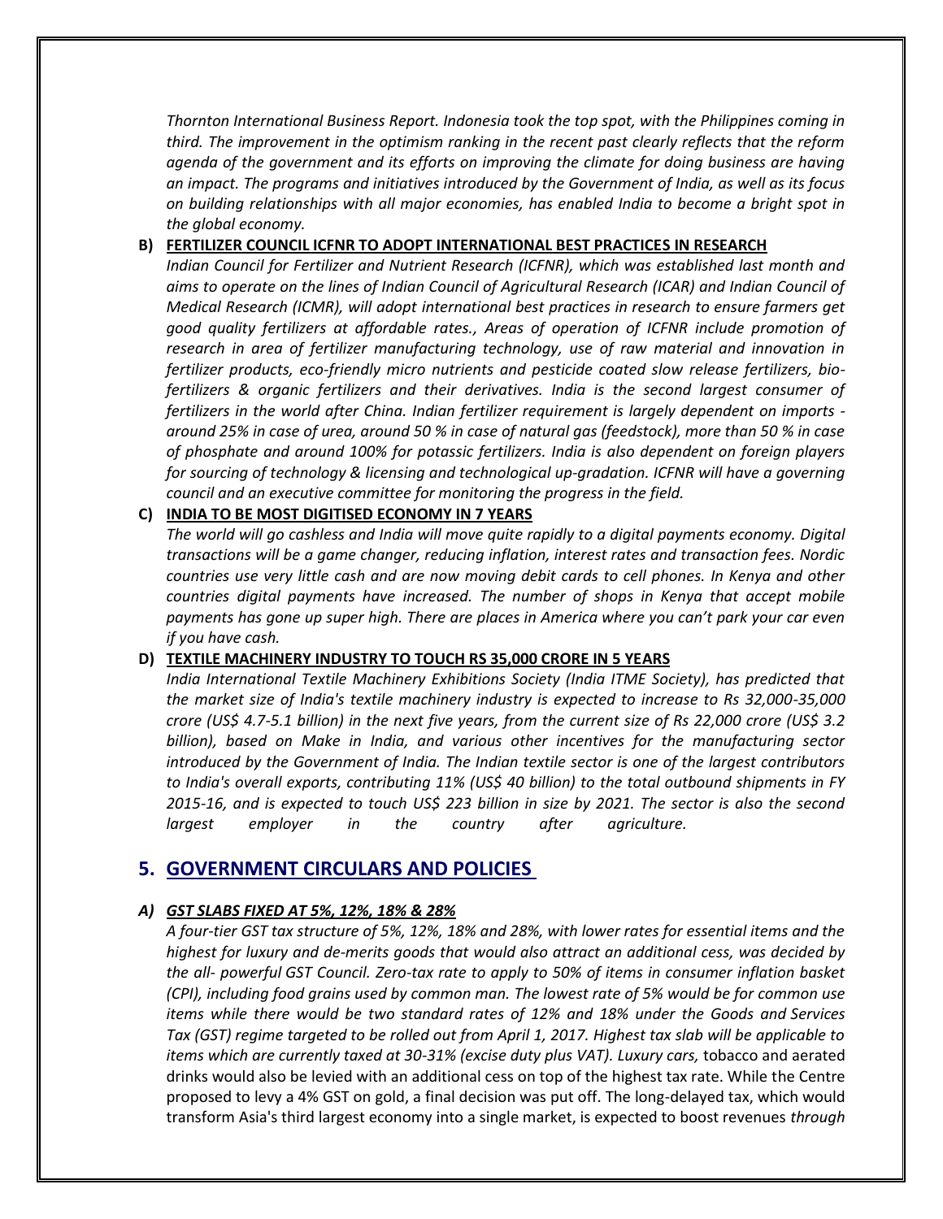*Thornton International Business Report. Indonesia took the top spot, with the Philippines coming in third. The improvement in the optimism ranking in the recent past clearly reflects that the reform agenda of the government and its efforts on improving the climate for doing business are having an impact. The programs and initiatives introduced by the Government of India, as well as its focus on building relationships with all major economies, has enabled India to become a bright spot in the global economy.*

**B) FERTILIZER COUNCIL ICFNR TO ADOPT INTERNATIONAL BEST PRACTICES IN RESEARCH**

*Indian Council for Fertilizer and Nutrient Research (ICFNR), which was established last month and aims to operate on the lines of Indian Council of Agricultural Research (ICAR) and Indian Council of Medical Research (ICMR), will adopt international best practices in research to ensure farmers get good quality fertilizers at affordable rates., Areas of operation of ICFNR include promotion of research in area of fertilizer manufacturing technology, use of raw material and innovation in fertilizer products, eco-friendly micro nutrients and pesticide coated slow release fertilizers, bio-fertilizers & organic fertilizers and their derivatives. India is the second largest consumer of fertilizers in the world after China. Indian fertilizer requirement is largely dependent on imports - around 25% in case of urea, around 50 % in case of natural gas (feedstock), more than 50 % in case of phosphate and around 100% for potassic fertilizers. India is also dependent on foreign players for sourcing of technology & licensing and technological up-gradation. ICFNR will have a governing council and an executive committee for monitoring the progress in the field.*

**C) INDIA TO BE MOST DIGITISED ECONOMY IN 7 YEARS**

*The world will go cashless and India will move quite rapidly to a digital payments economy. Digital transactions will be a game changer, reducing inflation, interest rates and transaction fees. Nordic countries use very little cash and are now moving debit cards to cell phones. In Kenya and other countries digital payments have increased. The number of shops in Kenya that accept mobile payments has gone up super high. There are places in America where you can't park your car even if you have cash.*

**D) TEXTILE MACHINERY INDUSTRY TO TOUCH RS 35,000 CRORE IN 5 YEARS**

*India International Textile Machinery Exhibitions Society (India ITME Society), has predicted that the market size of India's textile machinery industry is expected to increase to Rs 32,000-35,000 crore (US$ 4.7-5.1 billion) in the next five years, from the current size of Rs 22,000 crore (US$ 3.2 billion), based on Make in India, and various other incentives for the manufacturing sector introduced by the Government of India. The Indian textile sector is one of the largest contributors to India's overall exports, contributing 11% (US$ 40 billion) to the total outbound shipments in FY 2015-16, and is expected to touch US$ 223 billion in size by 2021. The sector is also the second largest employer in the country after agriculture.*

## 5. GOVERNMENT CIRCULARS AND POLICIES

***A) GST SLABS FIXED AT 5%, 12%, 18% & 28%***

*A four-tier GST tax structure of 5%, 12%, 18% and 28%, with lower rates for essential items and the highest for luxury and de-merits goods that would also attract an additional cess, was decided by the all- powerful GST Council. Zero-tax rate to apply to 50% of items in consumer inflation basket (CPI), including food grains used by common man. The lowest rate of 5% would be for common use items while there would be two standard rates of 12% and 18% under the Goods and Services Tax (GST) regime targeted to be rolled out from April 1, 2017. Highest tax slab will be applicable to items which are currently taxed at 30-31% (excise duty plus VAT). Luxury cars,* tobacco and aerated drinks would also be levied with an additional cess on top of the highest tax rate. While the Centre proposed to levy a 4% GST on gold, a final decision was put off. The long-delayed tax, which would transform Asia's third largest economy into a single market, is expected to boost revenues *through*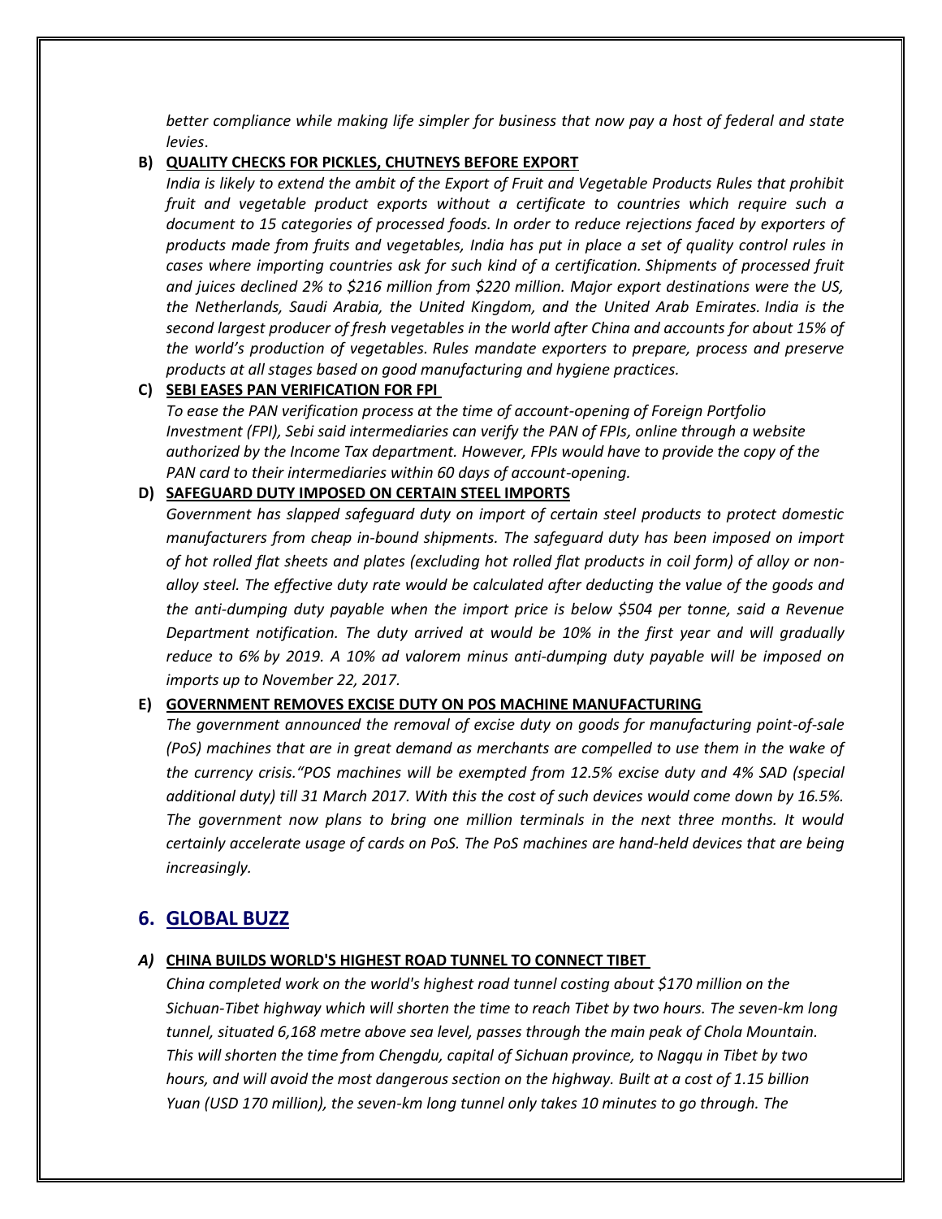*better compliance while making life simpler for business that now pay a host of federal and state levies*.

**B) QUALITY CHECKS FOR PICKLES, CHUTNEYS BEFORE EXPORT**

*India is likely to extend the ambit of the Export of Fruit and Vegetable Products Rules that prohibit fruit and vegetable product exports without a certificate to countries which require such a document to 15 categories of processed foods. In order to reduce rejections faced by exporters of products made from fruits and vegetables, India has put in place a set of quality control rules in cases where importing countries ask for such kind of a certification. Shipments of processed fruit and juices declined 2% to $216 million from $220 million. Major export destinations were the US, the Netherlands, Saudi Arabia, the United Kingdom, and the United Arab Emirates. India is the second largest producer of fresh vegetables in the world after China and accounts for about 15% of the world's production of vegetables. Rules mandate exporters to prepare, process and preserve products at all stages based on good manufacturing and hygiene practices.*

**C) SEBI EASES PAN VERIFICATION FOR FPI**

*To ease the PAN verification process at the time of account-opening of Foreign Portfolio Investment (FPI), Sebi said intermediaries can verify the PAN of FPIs, online through a website authorized by the Income Tax department. However, FPIs would have to provide the copy of the PAN card to their intermediaries within 60 days of account-opening.*

**D) SAFEGUARD DUTY IMPOSED ON CERTAIN STEEL IMPORTS**

*Government has slapped safeguard duty on import of certain steel products to protect domestic manufacturers from cheap in-bound shipments. The safeguard duty has been imposed on import of hot rolled flat sheets and plates (excluding hot rolled flat products in coil form) of alloy or non-alloy steel. The effective duty rate would be calculated after deducting the value of the goods and the anti-dumping duty payable when the import price is below $504 per tonne, said a Revenue Department notification. The duty arrived at would be 10% in the first year and will gradually reduce to 6% by 2019. A 10% ad valorem minus anti-dumping duty payable will be imposed on imports up to November 22, 2017.*

**E) GOVERNMENT REMOVES EXCISE DUTY ON POS MACHINE MANUFACTURING**

*The government announced the removal of excise duty on goods for manufacturing point-of-sale (PoS) machines that are in great demand as merchants are compelled to use them in the wake of the currency crisis."POS machines will be exempted from 12.5% excise duty and 4% SAD (special additional duty) till 31 March 2017. With this the cost of such devices would come down by 16.5%. The government now plans to bring one million terminals in the next three months. It would certainly accelerate usage of cards on PoS. The PoS machines are hand-held devices that are being increasingly.*

## 6. GLOBAL BUZZ

***A) CHINA BUILDS WORLD'S HIGHEST ROAD TUNNEL TO CONNECT TIBET***

*China completed work on the world's highest road tunnel costing about $170 million on the Sichuan-Tibet highway which will shorten the time to reach Tibet by two hours. The seven-km long tunnel, situated 6,168 metre above sea level, passes through the main peak of Chola Mountain. This will shorten the time from Chengdu, capital of Sichuan province, to Nagqu in Tibet by two hours, and will avoid the most dangerous section on the highway. Built at a cost of 1.15 billion Yuan (USD 170 million), the seven-km long tunnel only takes 10 minutes to go through. The*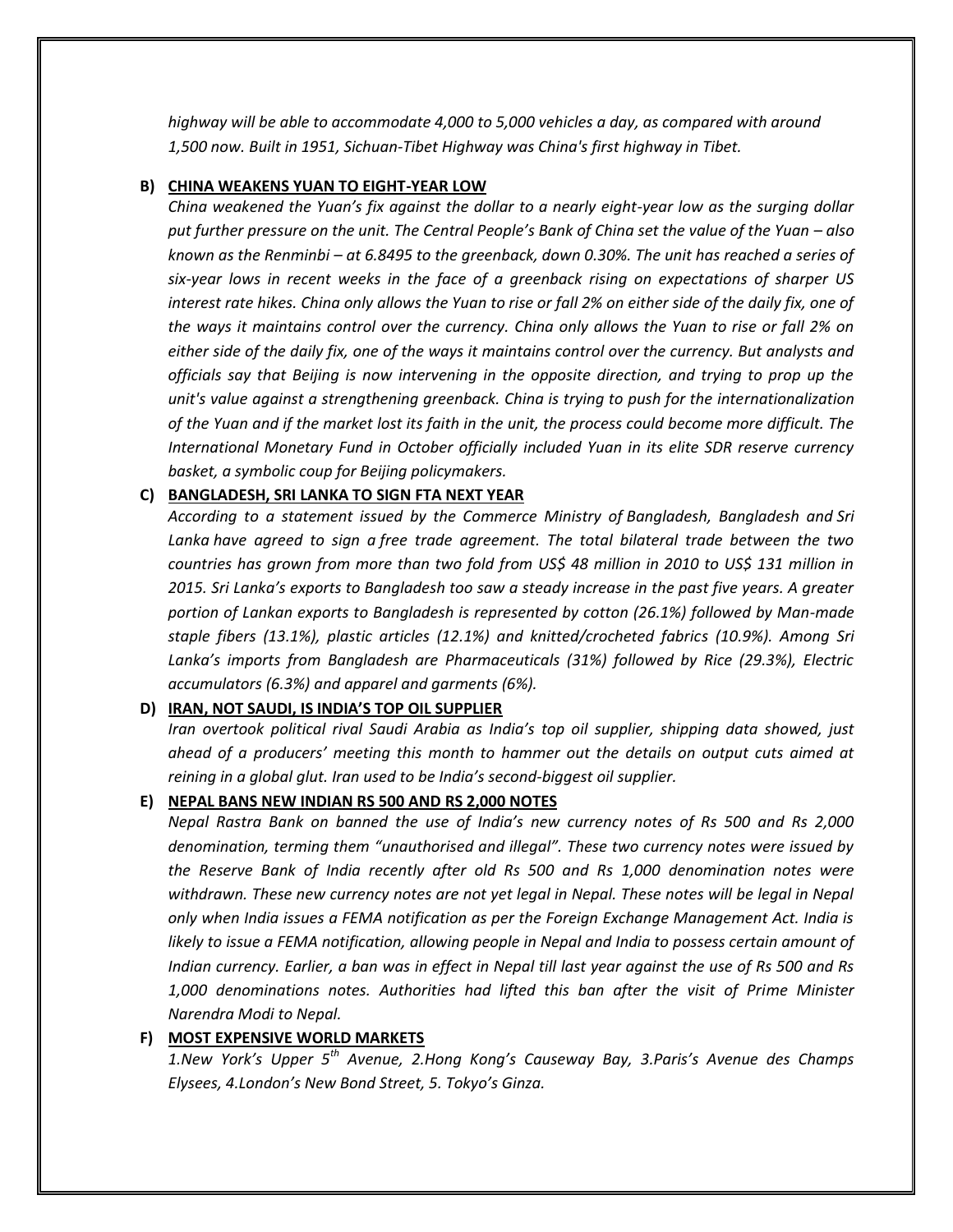*highway will be able to accommodate 4,000 to 5,000 vehicles a day, as compared with around 1,500 now. Built in 1951, Sichuan-Tibet Highway was China's first highway in Tibet.*

**B) CHINA WEAKENS YUAN TO EIGHT-YEAR LOW**

*China weakened the Yuan's fix against the dollar to a nearly eight-year low as the surging dollar put further pressure on the unit. The Central People's Bank of China set the value of the Yuan – also known as the Renminbi – at 6.8495 to the greenback, down 0.30%. The unit has reached a series of six-year lows in recent weeks in the face of a greenback rising on expectations of sharper US interest rate hikes. China only allows the Yuan to rise or fall 2% on either side of the daily fix, one of the ways it maintains control over the currency. China only allows the Yuan to rise or fall 2% on either side of the daily fix, one of the ways it maintains control over the currency. But analysts and officials say that Beijing is now intervening in the opposite direction, and trying to prop up the unit's value against a strengthening greenback. China is trying to push for the internationalization of the Yuan and if the market lost its faith in the unit, the process could become more difficult. The International Monetary Fund in October officially included Yuan in its elite SDR reserve currency basket, a symbolic coup for Beijing policymakers.*

**C) BANGLADESH, SRI LANKA TO SIGN FTA NEXT YEAR**

*According to a statement issued by the Commerce Ministry of Bangladesh, Bangladesh and Sri Lanka have agreed to sign a free trade agreement. The total bilateral trade between the two countries has grown from more than two fold from US$ 48 million in 2010 to US$ 131 million in 2015. Sri Lanka's exports to Bangladesh too saw a steady increase in the past five years. A greater portion of Lankan exports to Bangladesh is represented by cotton (26.1%) followed by Man-made staple fibers (13.1%), plastic articles (12.1%) and knitted/crocheted fabrics (10.9%). Among Sri Lanka's imports from Bangladesh are Pharmaceuticals (31%) followed by Rice (29.3%), Electric accumulators (6.3%) and apparel and garments (6%).*

**D) IRAN, NOT SAUDI, IS INDIA'S TOP OIL SUPPLIER**

*Iran overtook political rival Saudi Arabia as India's top oil supplier, shipping data showed, just ahead of a producers' meeting this month to hammer out the details on output cuts aimed at reining in a global glut. Iran used to be India's second-biggest oil supplier.*

**E) NEPAL BANS NEW INDIAN RS 500 AND RS 2,000 NOTES**

*Nepal Rastra Bank on banned the use of India's new currency notes of Rs 500 and Rs 2,000 denomination, terming them "unauthorised and illegal". These two currency notes were issued by the Reserve Bank of India recently after old Rs 500 and Rs 1,000 denomination notes were withdrawn. These new currency notes are not yet legal in Nepal. These notes will be legal in Nepal only when India issues a FEMA notification as per the Foreign Exchange Management Act. India is likely to issue a FEMA notification, allowing people in Nepal and India to possess certain amount of Indian currency. Earlier, a ban was in effect in Nepal till last year against the use of Rs 500 and Rs 1,000 denominations notes. Authorities had lifted this ban after the visit of Prime Minister Narendra Modi to Nepal.*

**F) MOST EXPENSIVE WORLD MARKETS**

*1.New York's Upper 5th Avenue, 2.Hong Kong's Causeway Bay, 3.Paris's Avenue des Champs Elysees, 4.London's New Bond Street, 5. Tokyo's Ginza.*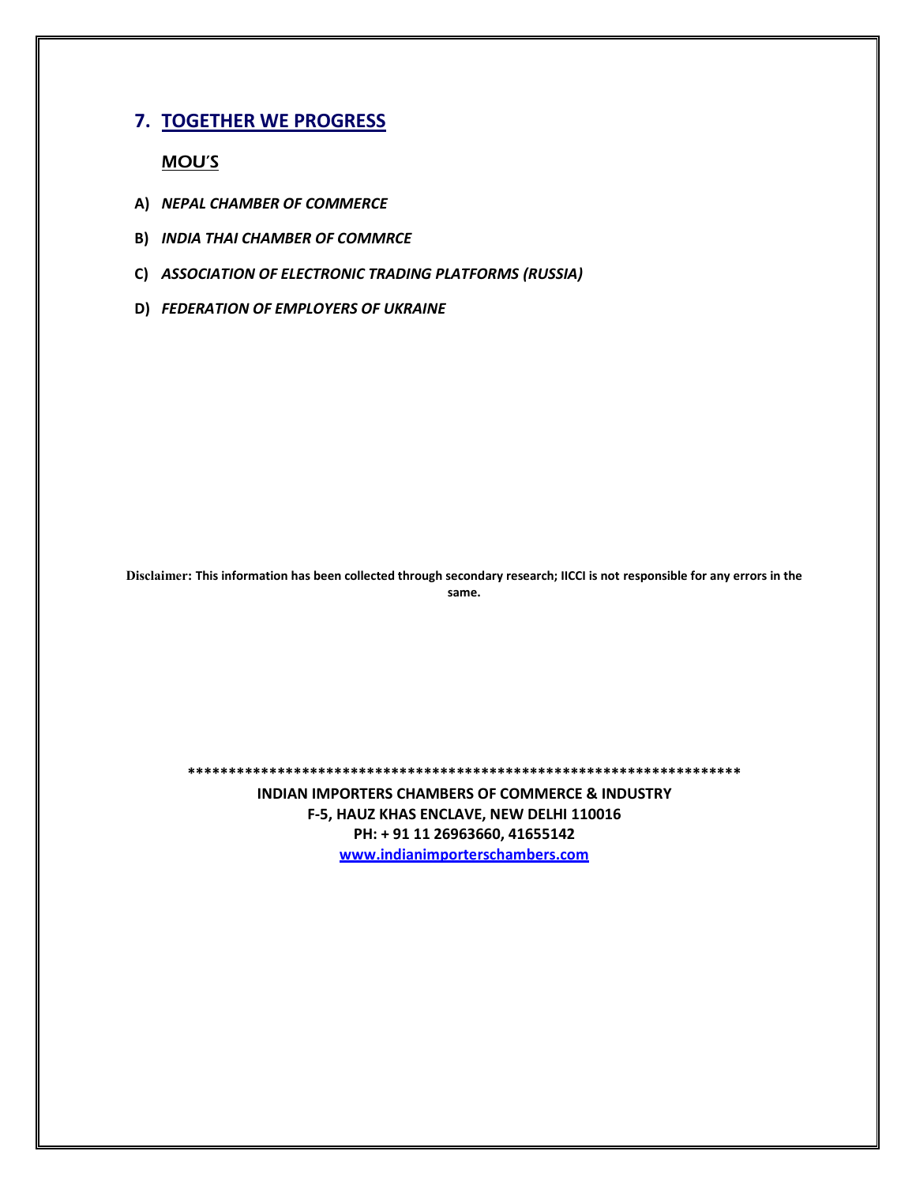## 7. TOGETHER WE PROGRESS

### MOU'S

**A)** ***NEPAL CHAMBER OF COMMERCE***

**B)** ***INDIA THAI CHAMBER OF COMMRCE***

**C)** ***ASSOCIATION OF ELECTRONIC TRADING PLATFORMS (RUSSIA)***

**D)** ***FEDERATION OF EMPLOYERS OF UKRAINE***

**Disclaimer: This information has been collected through secondary research; IICCI is not responsible for any errors in the same.**

**********************************************************************

**INDIAN IMPORTERS CHAMBERS OF COMMERCE & INDUSTRY**
**F-5, HAUZ KHAS ENCLAVE, NEW DELHI 110016**
**PH: + 91 11 26963660, 41655142**
**www.indianimporterschambers.com**